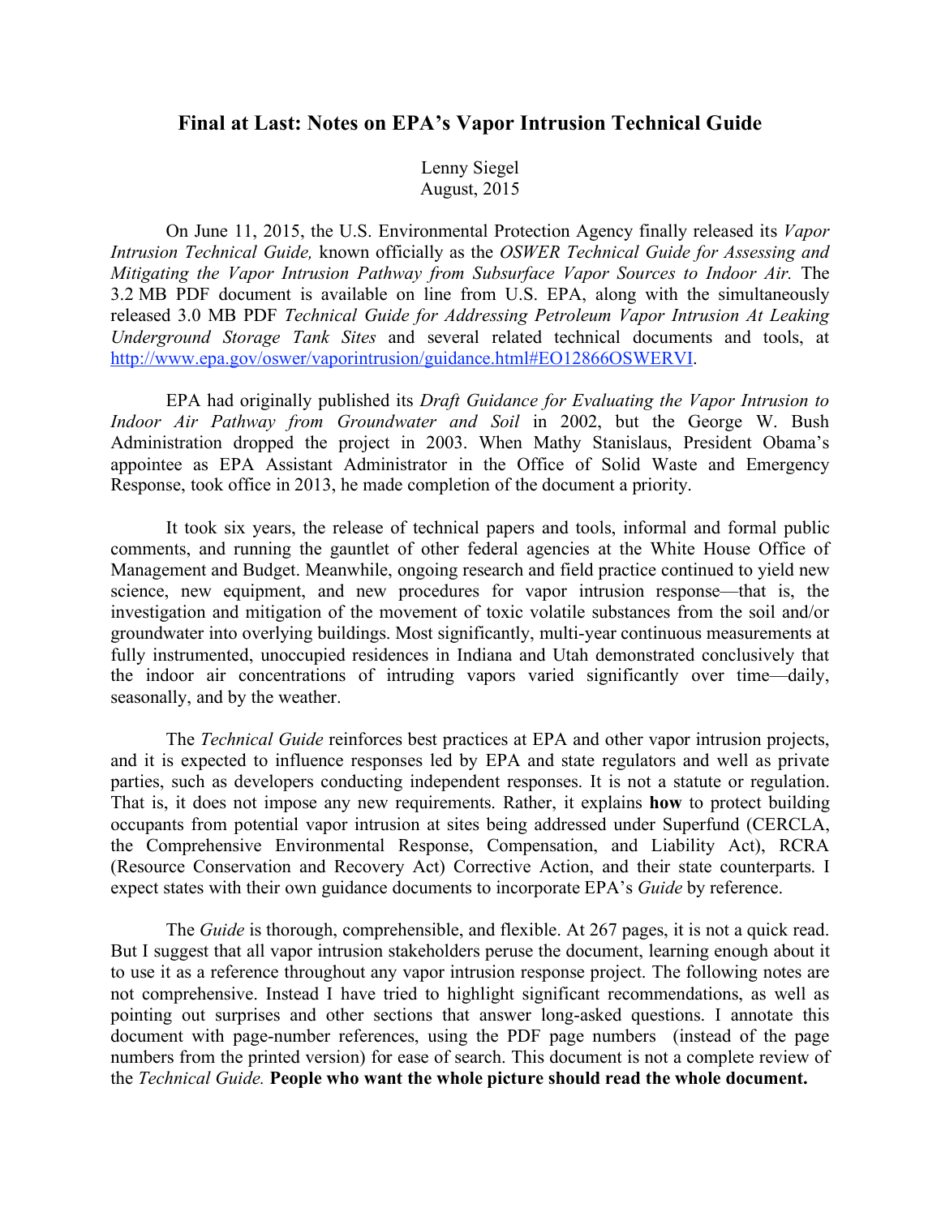# Final at Last: Notes on EPA's Vapor Intrusion Technical Guide

Lenny Siegel
August, 2015

On June 11, 2015, the U.S. Environmental Protection Agency finally released its *Vapor Intrusion Technical Guide,* known officially as the *OSWER Technical Guide for Assessing and Mitigating the Vapor Intrusion Pathway from Subsurface Vapor Sources to Indoor Air.* The 3.2 MB PDF document is available on line from U.S. EPA, along with the simultaneously released 3.0 MB PDF *Technical Guide for Addressing Petroleum Vapor Intrusion At Leaking Underground Storage Tank Sites* and several related technical documents and tools, at http://www.epa.gov/oswer/vaporintrusion/guidance.html#EO12866OSWERVI.

EPA had originally published its *Draft Guidance for Evaluating the Vapor Intrusion to Indoor Air Pathway from Groundwater and Soil* in 2002, but the George W. Bush Administration dropped the project in 2003. When Mathy Stanislaus, President Obama's appointee as EPA Assistant Administrator in the Office of Solid Waste and Emergency Response, took office in 2013, he made completion of the document a priority.

It took six years, the release of technical papers and tools, informal and formal public comments, and running the gauntlet of other federal agencies at the White House Office of Management and Budget. Meanwhile, ongoing research and field practice continued to yield new science, new equipment, and new procedures for vapor intrusion response—that is, the investigation and mitigation of the movement of toxic volatile substances from the soil and/or groundwater into overlying buildings. Most significantly, multi-year continuous measurements at fully instrumented, unoccupied residences in Indiana and Utah demonstrated conclusively that the indoor air concentrations of intruding vapors varied significantly over time—daily, seasonally, and by the weather.

The *Technical Guide* reinforces best practices at EPA and other vapor intrusion projects, and it is expected to influence responses led by EPA and state regulators and well as private parties, such as developers conducting independent responses. It is not a statute or regulation. That is, it does not impose any new requirements. Rather, it explains **how** to protect building occupants from potential vapor intrusion at sites being addressed under Superfund (CERCLA, the Comprehensive Environmental Response, Compensation, and Liability Act), RCRA (Resource Conservation and Recovery Act) Corrective Action, and their state counterparts. I expect states with their own guidance documents to incorporate EPA's *Guide* by reference.

The *Guide* is thorough, comprehensible, and flexible. At 267 pages, it is not a quick read. But I suggest that all vapor intrusion stakeholders peruse the document, learning enough about it to use it as a reference throughout any vapor intrusion response project. The following notes are not comprehensive. Instead I have tried to highlight significant recommendations, as well as pointing out surprises and other sections that answer long-asked questions. I annotate this document with page-number references, using the PDF page numbers (instead of the page numbers from the printed version) for ease of search. This document is not a complete review of the *Technical Guide.* **People who want the whole picture should read the whole document.**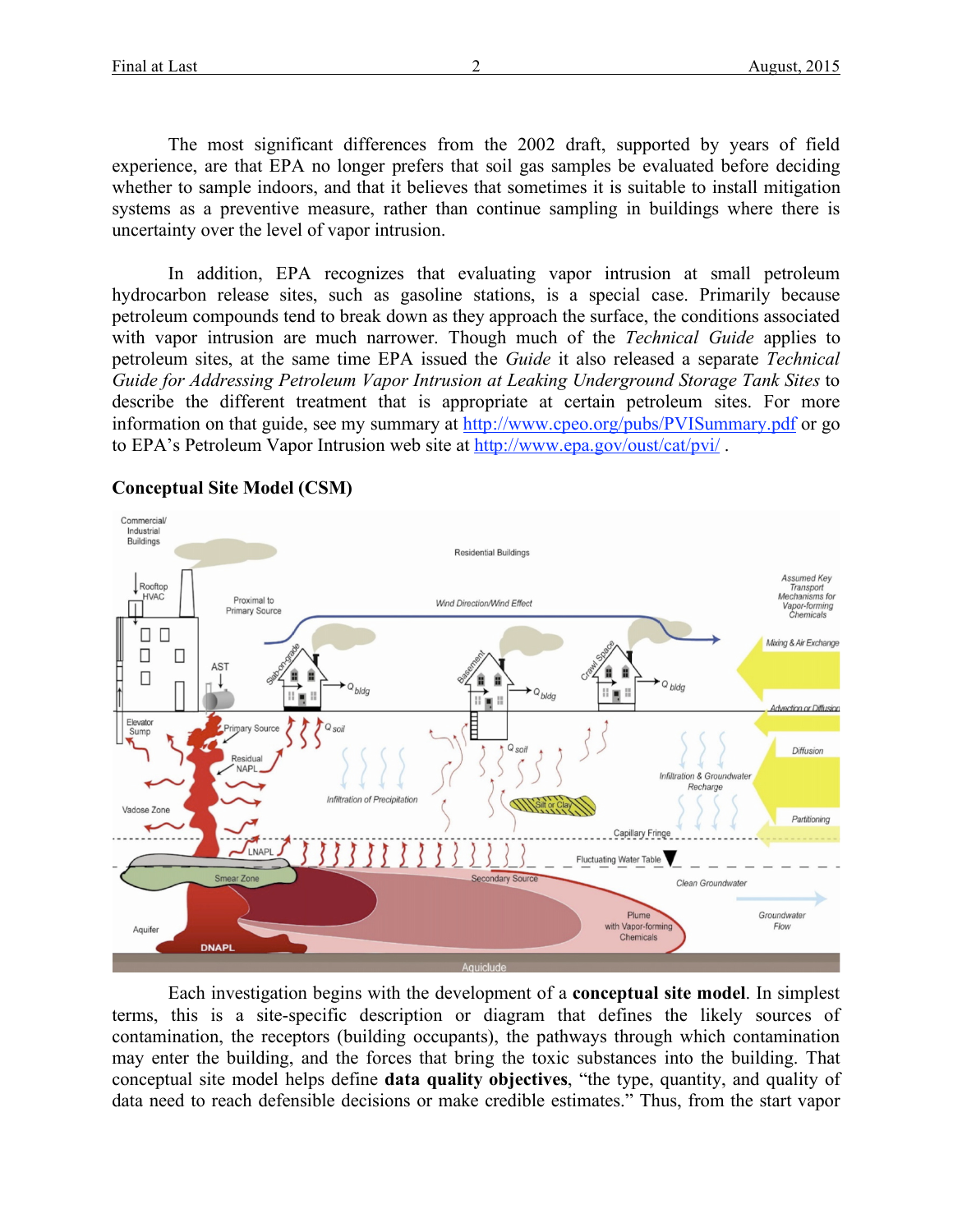The most significant differences from the 2002 draft, supported by years of field experience, are that EPA no longer prefers that soil gas samples be evaluated before deciding whether to sample indoors, and that it believes that sometimes it is suitable to install mitigation systems as a preventive measure, rather than continue sampling in buildings where there is uncertainty over the level of vapor intrusion.

In addition, EPA recognizes that evaluating vapor intrusion at small petroleum hydrocarbon release sites, such as gasoline stations, is a special case. Primarily because petroleum compounds tend to break down as they approach the surface, the conditions associated with vapor intrusion are much narrower. Though much of the *Technical Guide* applies to petroleum sites, at the same time EPA issued the *Guide* it also released a separate *Technical Guide for Addressing Petroleum Vapor Intrusion at Leaking Underground Storage Tank Sites* to describe the different treatment that is appropriate at certain petroleum sites. For more information on that guide, see my summary at http://www.cpeo.org/pubs/PVISummary.pdf or go to EPA's Petroleum Vapor Intrusion web site at http://www.epa.gov/oust/cat/pvi/ .

## Conceptual Site Model (CSM)

Each investigation begins with the development of a **conceptual site model**. In simplest terms, this is a site-specific description or diagram that defines the likely sources of contamination, the receptors (building occupants), the pathways through which contamination may enter the building, and the forces that bring the toxic substances into the building. That conceptual site model helps define **data quality objectives**, "the type, quantity, and quality of data need to reach defensible decisions or make credible estimates." Thus, from the start vapor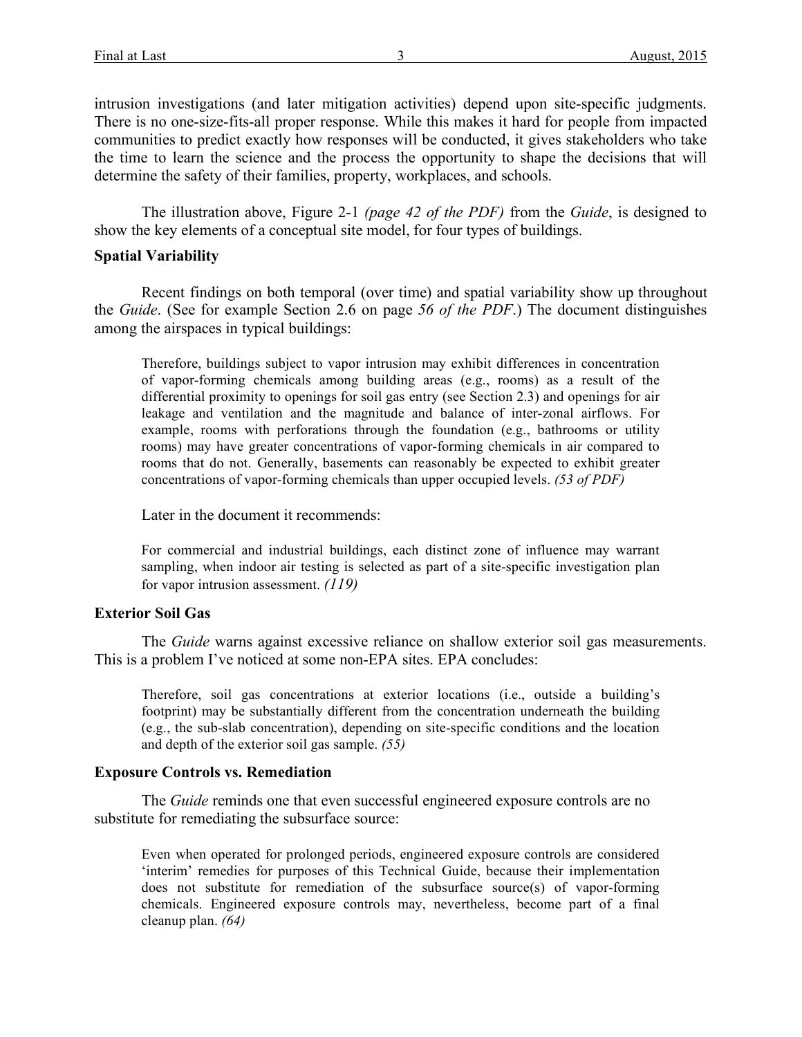intrusion investigations (and later mitigation activities) depend upon site-specific judgments. There is no one-size-fits-all proper response. While this makes it hard for people from impacted communities to predict exactly how responses will be conducted, it gives stakeholders who take the time to learn the science and the process the opportunity to shape the decisions that will determine the safety of their families, property, workplaces, and schools.

The illustration above, Figure 2-1 *(page 42 of the PDF)* from the *Guide*, is designed to show the key elements of a conceptual site model, for four types of buildings.

**Spatial Variability**

Recent findings on both temporal (over time) and spatial variability show up throughout the *Guide*. (See for example Section 2.6 on page *56 of the PDF*.) The document distinguishes among the airspaces in typical buildings:

> Therefore, buildings subject to vapor intrusion may exhibit differences in concentration of vapor-forming chemicals among building areas (e.g., rooms) as a result of the differential proximity to openings for soil gas entry (see Section 2.3) and openings for air leakage and ventilation and the magnitude and balance of inter-zonal airflows. For example, rooms with perforations through the foundation (e.g., bathrooms or utility rooms) may have greater concentrations of vapor-forming chemicals in air compared to rooms that do not. Generally, basements can reasonably be expected to exhibit greater concentrations of vapor-forming chemicals than upper occupied levels. *(53 of PDF)*

Later in the document it recommends:

> For commercial and industrial buildings, each distinct zone of influence may warrant sampling, when indoor air testing is selected as part of a site-specific investigation plan for vapor intrusion assessment. *(119)*

**Exterior Soil Gas**

The *Guide* warns against excessive reliance on shallow exterior soil gas measurements. This is a problem I've noticed at some non-EPA sites. EPA concludes:

> Therefore, soil gas concentrations at exterior locations (i.e., outside a building's footprint) may be substantially different from the concentration underneath the building (e.g., the sub-slab concentration), depending on site-specific conditions and the location and depth of the exterior soil gas sample. *(55)*

**Exposure Controls vs. Remediation**

The *Guide* reminds one that even successful engineered exposure controls are no substitute for remediating the subsurface source:

> Even when operated for prolonged periods, engineered exposure controls are considered 'interim' remedies for purposes of this Technical Guide, because their implementation does not substitute for remediation of the subsurface source(s) of vapor-forming chemicals. Engineered exposure controls may, nevertheless, become part of a final cleanup plan. *(64)*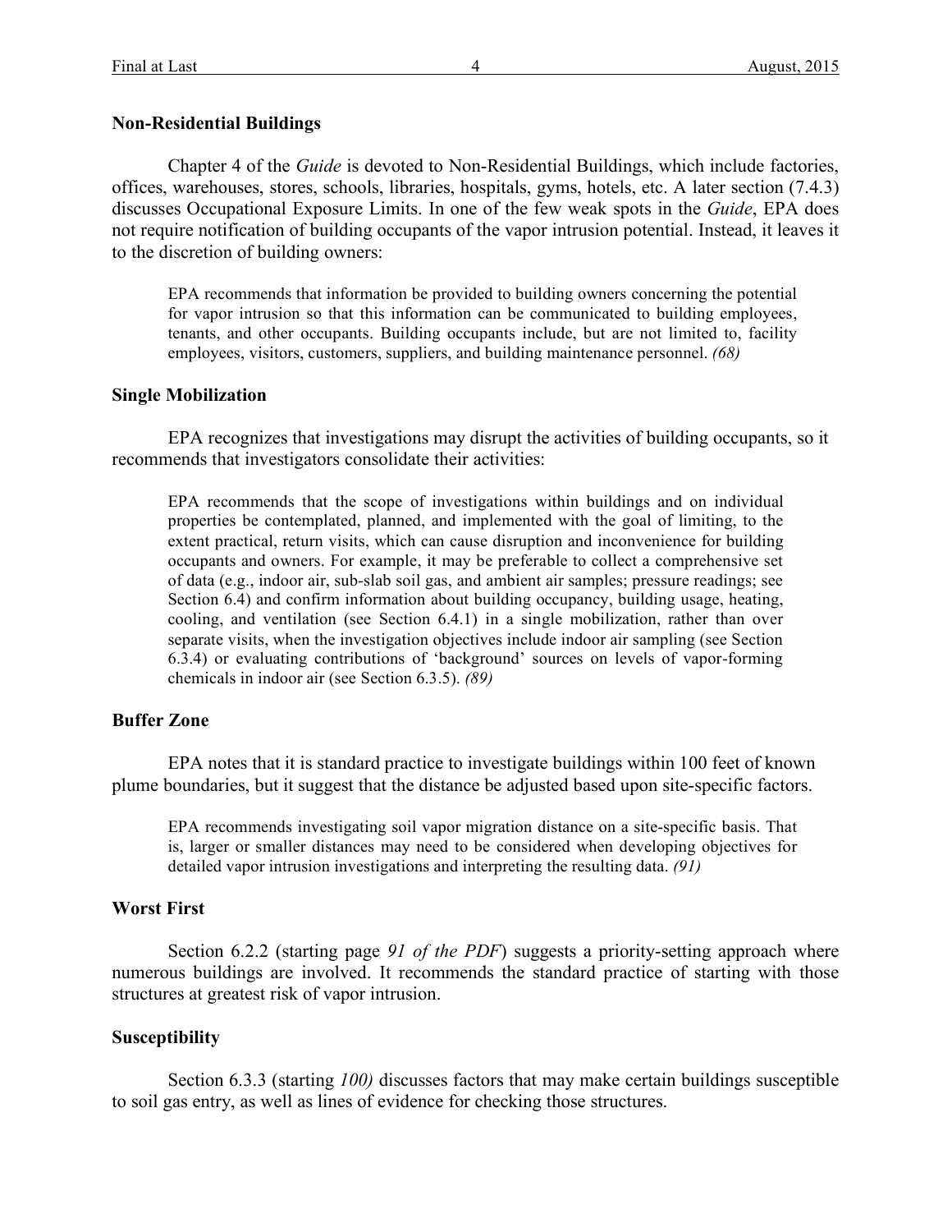### Non-Residential Buildings

Chapter 4 of the *Guide* is devoted to Non-Residential Buildings, which include factories, offices, warehouses, stores, schools, libraries, hospitals, gyms, hotels, etc. A later section (7.4.3) discusses Occupational Exposure Limits. In one of the few weak spots in the *Guide*, EPA does not require notification of building occupants of the vapor intrusion potential. Instead, it leaves it to the discretion of building owners:

> EPA recommends that information be provided to building owners concerning the potential for vapor intrusion so that this information can be communicated to building employees, tenants, and other occupants. Building occupants include, but are not limited to, facility employees, visitors, customers, suppliers, and building maintenance personnel. *(68)*

### Single Mobilization

EPA recognizes that investigations may disrupt the activities of building occupants, so it recommends that investigators consolidate their activities:

> EPA recommends that the scope of investigations within buildings and on individual properties be contemplated, planned, and implemented with the goal of limiting, to the extent practical, return visits, which can cause disruption and inconvenience for building occupants and owners. For example, it may be preferable to collect a comprehensive set of data (e.g., indoor air, sub-slab soil gas, and ambient air samples; pressure readings; see Section 6.4) and confirm information about building occupancy, building usage, heating, cooling, and ventilation (see Section 6.4.1) in a single mobilization, rather than over separate visits, when the investigation objectives include indoor air sampling (see Section 6.3.4) or evaluating contributions of 'background' sources on levels of vapor-forming chemicals in indoor air (see Section 6.3.5). *(89)*

### Buffer Zone

EPA notes that it is standard practice to investigate buildings within 100 feet of known plume boundaries, but it suggest that the distance be adjusted based upon site-specific factors.

> EPA recommends investigating soil vapor migration distance on a site-specific basis. That is, larger or smaller distances may need to be considered when developing objectives for detailed vapor intrusion investigations and interpreting the resulting data. *(91)*

### Worst First

Section 6.2.2 (starting page *91 of the PDF*) suggests a priority-setting approach where numerous buildings are involved. It recommends the standard practice of starting with those structures at greatest risk of vapor intrusion.

### Susceptibility

Section 6.3.3 (starting *100)* discusses factors that may make certain buildings susceptible to soil gas entry, as well as lines of evidence for checking those structures.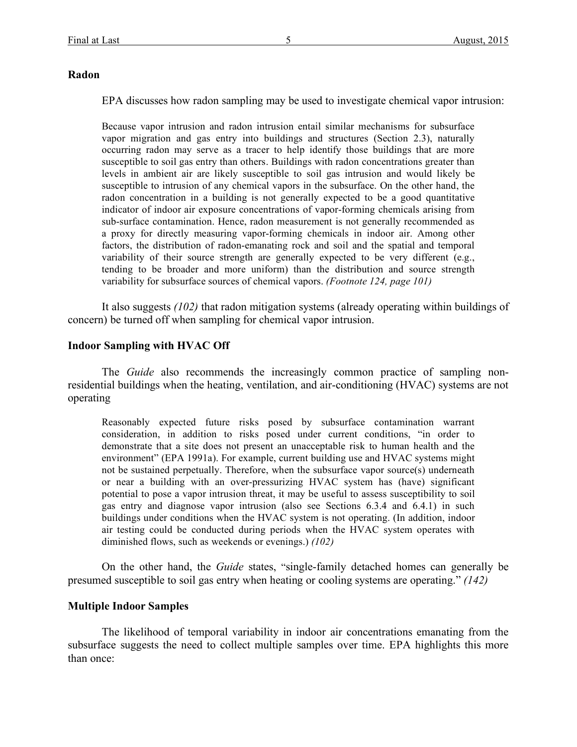**Radon**

EPA discusses how radon sampling may be used to investigate chemical vapor intrusion:

> Because vapor intrusion and radon intrusion entail similar mechanisms for subsurface vapor migration and gas entry into buildings and structures (Section 2.3), naturally occurring radon may serve as a tracer to help identify those buildings that are more susceptible to soil gas entry than others. Buildings with radon concentrations greater than levels in ambient air are likely susceptible to soil gas intrusion and would likely be susceptible to intrusion of any chemical vapors in the subsurface. On the other hand, the radon concentration in a building is not generally expected to be a good quantitative indicator of indoor air exposure concentrations of vapor-forming chemicals arising from sub-surface contamination. Hence, radon measurement is not generally recommended as a proxy for directly measuring vapor-forming chemicals in indoor air. Among other factors, the distribution of radon-emanating rock and soil and the spatial and temporal variability of their source strength are generally expected to be very different (e.g., tending to be broader and more uniform) than the distribution and source strength variability for subsurface sources of chemical vapors. *(Footnote 124, page 101)*

It also suggests *(102)* that radon mitigation systems (already operating within buildings of concern) be turned off when sampling for chemical vapor intrusion.

**Indoor Sampling with HVAC Off**

The *Guide* also recommends the increasingly common practice of sampling non-residential buildings when the heating, ventilation, and air-conditioning (HVAC) systems are not operating

> Reasonably expected future risks posed by subsurface contamination warrant consideration, in addition to risks posed under current conditions, "in order to demonstrate that a site does not present an unacceptable risk to human health and the environment" (EPA 1991a). For example, current building use and HVAC systems might not be sustained perpetually. Therefore, when the subsurface vapor source(s) underneath or near a building with an over-pressurizing HVAC system has (have) significant potential to pose a vapor intrusion threat, it may be useful to assess susceptibility to soil gas entry and diagnose vapor intrusion (also see Sections 6.3.4 and 6.4.1) in such buildings under conditions when the HVAC system is not operating. (In addition, indoor air testing could be conducted during periods when the HVAC system operates with diminished flows, such as weekends or evenings.) *(102)*

On the other hand, the *Guide* states, "single-family detached homes can generally be presumed susceptible to soil gas entry when heating or cooling systems are operating." *(142)*

**Multiple Indoor Samples**

The likelihood of temporal variability in indoor air concentrations emanating from the subsurface suggests the need to collect multiple samples over time. EPA highlights this more than once: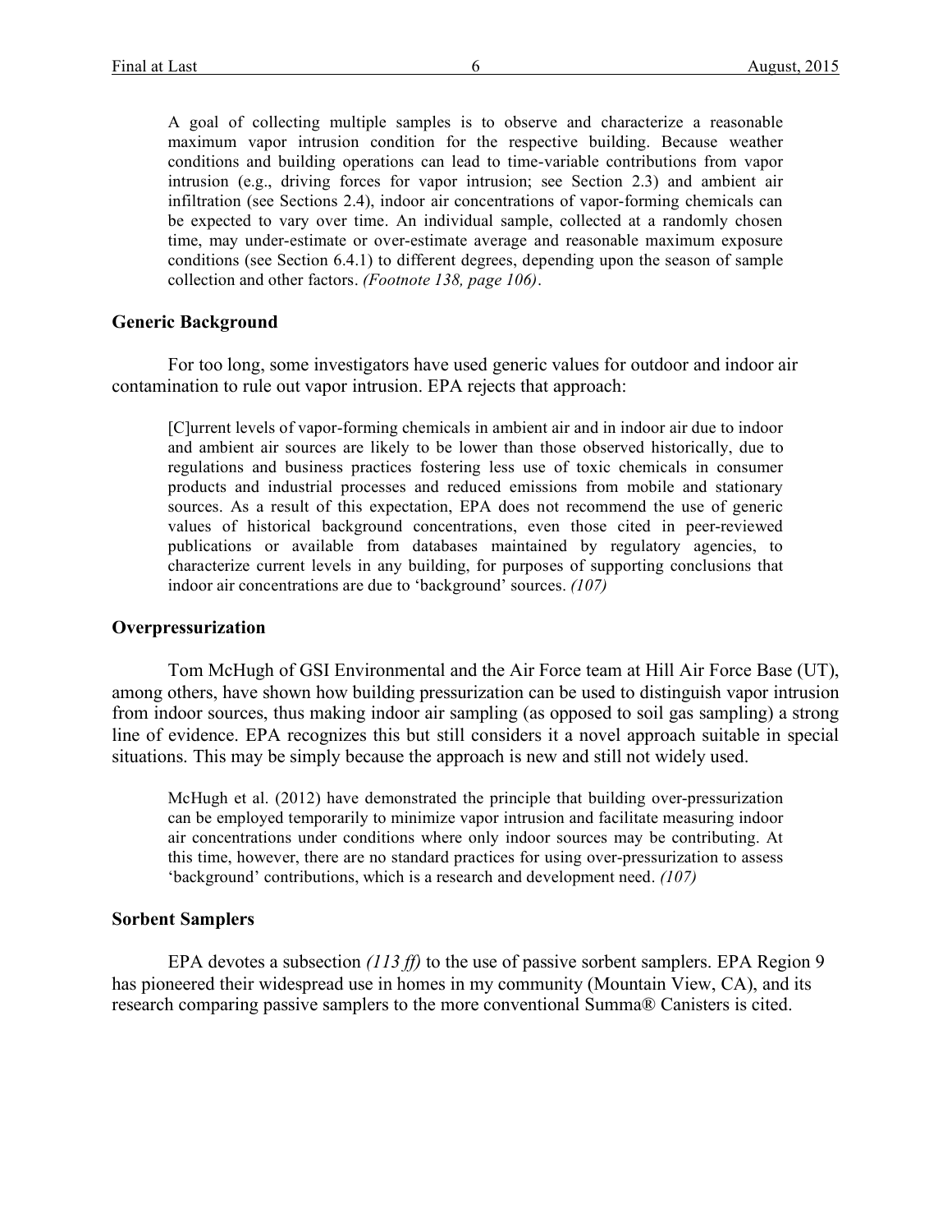> A goal of collecting multiple samples is to observe and characterize a reasonable maximum vapor intrusion condition for the respective building. Because weather conditions and building operations can lead to time-variable contributions from vapor intrusion (e.g., driving forces for vapor intrusion; see Section 2.3) and ambient air infiltration (see Sections 2.4), indoor air concentrations of vapor-forming chemicals can be expected to vary over time. An individual sample, collected at a randomly chosen time, may under-estimate or over-estimate average and reasonable maximum exposure conditions (see Section 6.4.1) to different degrees, depending upon the season of sample collection and other factors. *(Footnote 138, page 106)*.

### Generic Background

For too long, some investigators have used generic values for outdoor and indoor air contamination to rule out vapor intrusion. EPA rejects that approach:

> [C]urrent levels of vapor-forming chemicals in ambient air and in indoor air due to indoor and ambient air sources are likely to be lower than those observed historically, due to regulations and business practices fostering less use of toxic chemicals in consumer products and industrial processes and reduced emissions from mobile and stationary sources. As a result of this expectation, EPA does not recommend the use of generic values of historical background concentrations, even those cited in peer-reviewed publications or available from databases maintained by regulatory agencies, to characterize current levels in any building, for purposes of supporting conclusions that indoor air concentrations are due to 'background' sources. *(107)*

### Overpressurization

Tom McHugh of GSI Environmental and the Air Force team at Hill Air Force Base (UT), among others, have shown how building pressurization can be used to distinguish vapor intrusion from indoor sources, thus making indoor air sampling (as opposed to soil gas sampling) a strong line of evidence. EPA recognizes this but still considers it a novel approach suitable in special situations. This may be simply because the approach is new and still not widely used.

> McHugh et al. (2012) have demonstrated the principle that building over-pressurization can be employed temporarily to minimize vapor intrusion and facilitate measuring indoor air concentrations under conditions where only indoor sources may be contributing. At this time, however, there are no standard practices for using over-pressurization to assess 'background' contributions, which is a research and development need. *(107)*

### Sorbent Samplers

EPA devotes a subsection *(113 ff)* to the use of passive sorbent samplers. EPA Region 9 has pioneered their widespread use in homes in my community (Mountain View, CA), and its research comparing passive samplers to the more conventional Summa® Canisters is cited.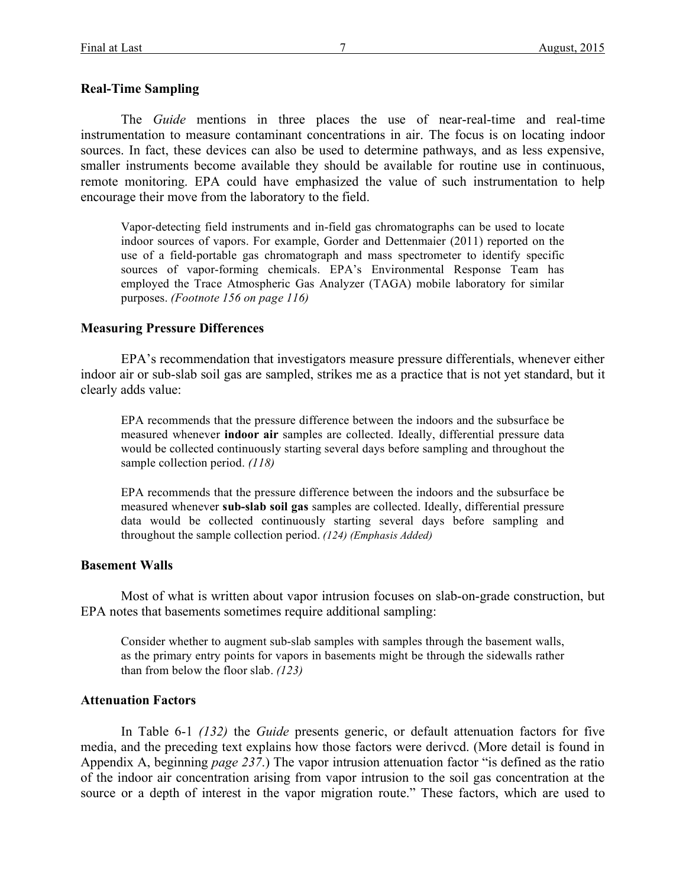### Real-Time Sampling

The *Guide* mentions in three places the use of near-real-time and real-time instrumentation to measure contaminant concentrations in air. The focus is on locating indoor sources. In fact, these devices can also be used to determine pathways, and as less expensive, smaller instruments become available they should be available for routine use in continuous, remote monitoring. EPA could have emphasized the value of such instrumentation to help encourage their move from the laboratory to the field.

> Vapor-detecting field instruments and in-field gas chromatographs can be used to locate indoor sources of vapors. For example, Gorder and Dettenmaier (2011) reported on the use of a field-portable gas chromatograph and mass spectrometer to identify specific sources of vapor-forming chemicals. EPA's Environmental Response Team has employed the Trace Atmospheric Gas Analyzer (TAGA) mobile laboratory for similar purposes. *(Footnote 156 on page 116)*

### Measuring Pressure Differences

EPA's recommendation that investigators measure pressure differentials, whenever either indoor air or sub-slab soil gas are sampled, strikes me as a practice that is not yet standard, but it clearly adds value:

> EPA recommends that the pressure difference between the indoors and the subsurface be measured whenever **indoor air** samples are collected. Ideally, differential pressure data would be collected continuously starting several days before sampling and throughout the sample collection period. *(118)*

> EPA recommends that the pressure difference between the indoors and the subsurface be measured whenever **sub-slab soil gas** samples are collected. Ideally, differential pressure data would be collected continuously starting several days before sampling and throughout the sample collection period. *(124) (Emphasis Added)*

### Basement Walls

Most of what is written about vapor intrusion focuses on slab-on-grade construction, but EPA notes that basements sometimes require additional sampling:

> Consider whether to augment sub-slab samples with samples through the basement walls, as the primary entry points for vapors in basements might be through the sidewalls rather than from below the floor slab. *(123)*

### Attenuation Factors

In Table 6-1 *(132)* the *Guide* presents generic, or default attenuation factors for five media, and the preceding text explains how those factors were derivcd. (More detail is found in Appendix A, beginning *page 237*.) The vapor intrusion attenuation factor "is defined as the ratio of the indoor air concentration arising from vapor intrusion to the soil gas concentration at the source or a depth of interest in the vapor migration route." These factors, which are used to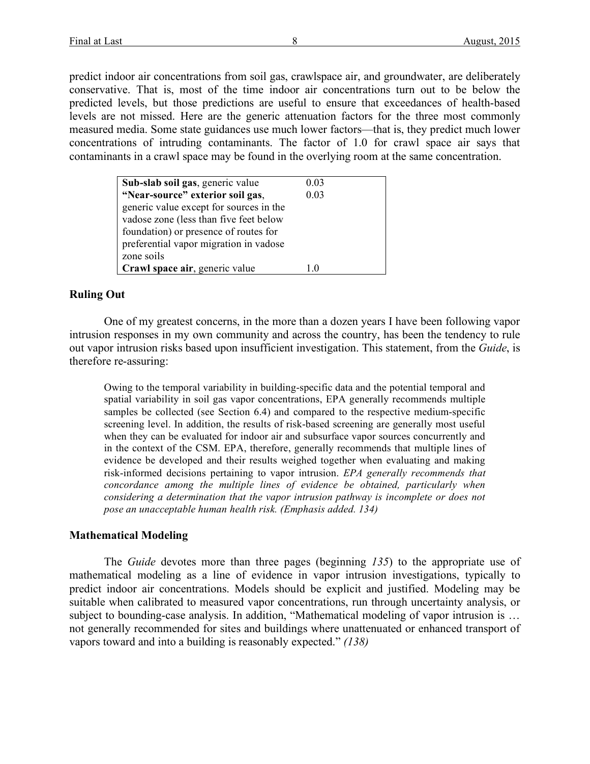predict indoor air concentrations from soil gas, crawlspace air, and groundwater, are deliberately conservative. That is, most of the time indoor air concentrations turn out to be below the predicted levels, but those predictions are useful to ensure that exceedances of health-based levels are not missed. Here are the generic attenuation factors for the three most commonly measured media. Some state guidances use much lower factors—that is, they predict much lower concentrations of intruding contaminants. The factor of 1.0 for crawl space air says that contaminants in a crawl space may be found in the overlying room at the same concentration.

| | |
|---|---|
| **Sub-slab soil gas**, generic value | 0.03 |
| **"Near-source" exterior soil gas**, generic value except for sources in the vadose zone (less than five feet below foundation) or presence of routes for preferential vapor migration in vadose zone soils | 0.03 |
| **Crawl space air**, generic value | 1.0 |

### Ruling Out

One of my greatest concerns, in the more than a dozen years I have been following vapor intrusion responses in my own community and across the country, has been the tendency to rule out vapor intrusion risks based upon insufficient investigation. This statement, from the *Guide*, is therefore re-assuring:

> Owing to the temporal variability in building-specific data and the potential temporal and spatial variability in soil gas vapor concentrations, EPA generally recommends multiple samples be collected (see Section 6.4) and compared to the respective medium-specific screening level. In addition, the results of risk-based screening are generally most useful when they can be evaluated for indoor air and subsurface vapor sources concurrently and in the context of the CSM. EPA, therefore, generally recommends that multiple lines of evidence be developed and their results weighed together when evaluating and making risk-informed decisions pertaining to vapor intrusion. *EPA generally recommends that concordance among the multiple lines of evidence be obtained, particularly when considering a determination that the vapor intrusion pathway is incomplete or does not pose an unacceptable human health risk. (Emphasis added. 134)*

### Mathematical Modeling

The *Guide* devotes more than three pages (beginning *135*) to the appropriate use of mathematical modeling as a line of evidence in vapor intrusion investigations, typically to predict indoor air concentrations. Models should be explicit and justified. Modeling may be suitable when calibrated to measured vapor concentrations, run through uncertainty analysis, or subject to bounding-case analysis. In addition, "Mathematical modeling of vapor intrusion is … not generally recommended for sites and buildings where unattenuated or enhanced transport of vapors toward and into a building is reasonably expected." *(138)*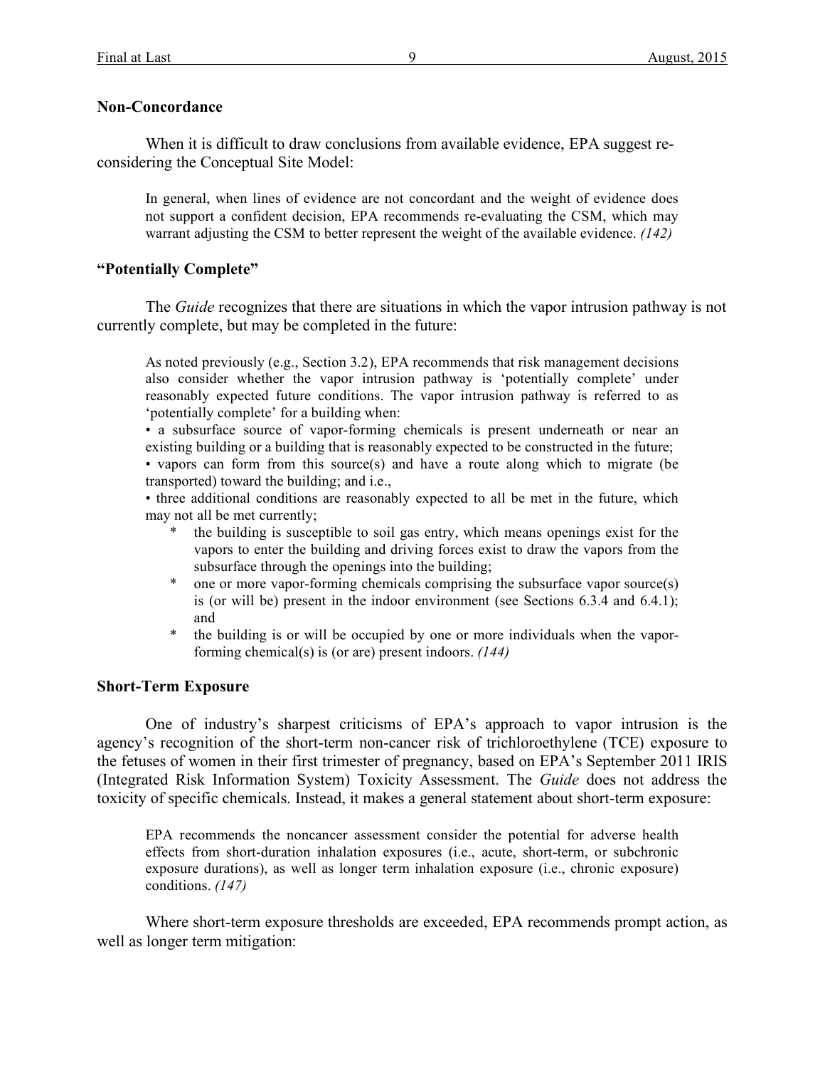**Non-Concordance**

When it is difficult to draw conclusions from available evidence, EPA suggest re-considering the Conceptual Site Model:

> In general, when lines of evidence are not concordant and the weight of evidence does not support a confident decision, EPA recommends re-evaluating the CSM, which may warrant adjusting the CSM to better represent the weight of the available evidence. *(142)*

**"Potentially Complete"**

The *Guide* recognizes that there are situations in which the vapor intrusion pathway is not currently complete, but may be completed in the future:

> As noted previously (e.g., Section 3.2), EPA recommends that risk management decisions also consider whether the vapor intrusion pathway is 'potentially complete' under reasonably expected future conditions. The vapor intrusion pathway is referred to as 'potentially complete' for a building when:
>
> • a subsurface source of vapor-forming chemicals is present underneath or near an existing building or a building that is reasonably expected to be constructed in the future;
>
> • vapors can form from this source(s) and have a route along which to migrate (be transported) toward the building; and i.e.,
>
> • three additional conditions are reasonably expected to all be met in the future, which may not all be met currently;
>
> \* the building is susceptible to soil gas entry, which means openings exist for the vapors to enter the building and driving forces exist to draw the vapors from the subsurface through the openings into the building;
>
> \* one or more vapor-forming chemicals comprising the subsurface vapor source(s) is (or will be) present in the indoor environment (see Sections 6.3.4 and 6.4.1); and
>
> \* the building is or will be occupied by one or more individuals when the vapor-forming chemical(s) is (or are) present indoors. *(144)*

**Short-Term Exposure**

One of industry's sharpest criticisms of EPA's approach to vapor intrusion is the agency's recognition of the short-term non-cancer risk of trichloroethylene (TCE) exposure to the fetuses of women in their first trimester of pregnancy, based on EPA's September 2011 IRIS (Integrated Risk Information System) Toxicity Assessment. The *Guide* does not address the toxicity of specific chemicals. Instead, it makes a general statement about short-term exposure:

> EPA recommends the noncancer assessment consider the potential for adverse health effects from short-duration inhalation exposures (i.e., acute, short-term, or subchronic exposure durations), as well as longer term inhalation exposure (i.e., chronic exposure) conditions. *(147)*

Where short-term exposure thresholds are exceeded, EPA recommends prompt action, as well as longer term mitigation: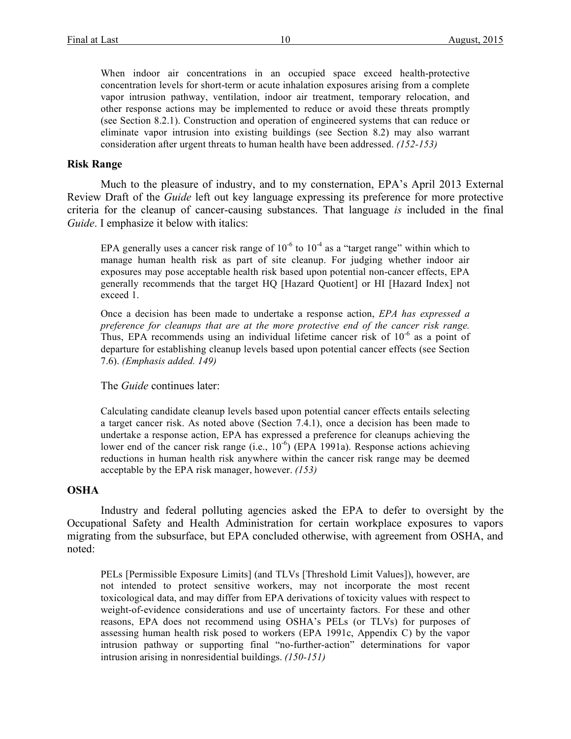> When indoor air concentrations in an occupied space exceed health-protective concentration levels for short-term or acute inhalation exposures arising from a complete vapor intrusion pathway, ventilation, indoor air treatment, temporary relocation, and other response actions may be implemented to reduce or avoid these threats promptly (see Section 8.2.1). Construction and operation of engineered systems that can reduce or eliminate vapor intrusion into existing buildings (see Section 8.2) may also warrant consideration after urgent threats to human health have been addressed. *(152-153)*

### Risk Range

Much to the pleasure of industry, and to my consternation, EPA's April 2013 External Review Draft of the *Guide* left out key language expressing its preference for more protective criteria for the cleanup of cancer-causing substances. That language *is* included in the final *Guide*. I emphasize it below with italics:

> EPA generally uses a cancer risk range of $10^{-6}$ to $10^{-4}$ as a "target range" within which to manage human health risk as part of site cleanup. For judging whether indoor air exposures may pose acceptable health risk based upon potential non-cancer effects, EPA generally recommends that the target HQ [Hazard Quotient] or HI [Hazard Index] not exceed 1.
>
> Once a decision has been made to undertake a response action, *EPA has expressed a preference for cleanups that are at the more protective end of the cancer risk range.* Thus, EPA recommends using an individual lifetime cancer risk of $10^{-6}$ as a point of departure for establishing cleanup levels based upon potential cancer effects (see Section 7.6). *(Emphasis added. 149)*

The *Guide* continues later:

> Calculating candidate cleanup levels based upon potential cancer effects entails selecting a target cancer risk. As noted above (Section 7.4.1), once a decision has been made to undertake a response action, EPA has expressed a preference for cleanups achieving the lower end of the cancer risk range (i.e., $10^{-6}$) (EPA 1991a). Response actions achieving reductions in human health risk anywhere within the cancer risk range may be deemed acceptable by the EPA risk manager, however. *(153)*

### OSHA

Industry and federal polluting agencies asked the EPA to defer to oversight by the Occupational Safety and Health Administration for certain workplace exposures to vapors migrating from the subsurface, but EPA concluded otherwise, with agreement from OSHA, and noted:

> PELs [Permissible Exposure Limits] (and TLVs [Threshold Limit Values]), however, are not intended to protect sensitive workers, may not incorporate the most recent toxicological data, and may differ from EPA derivations of toxicity values with respect to weight-of-evidence considerations and use of uncertainty factors. For these and other reasons, EPA does not recommend using OSHA's PELs (or TLVs) for purposes of assessing human health risk posed to workers (EPA 1991c, Appendix C) by the vapor intrusion pathway or supporting final "no-further-action" determinations for vapor intrusion arising in nonresidential buildings. *(150-151)*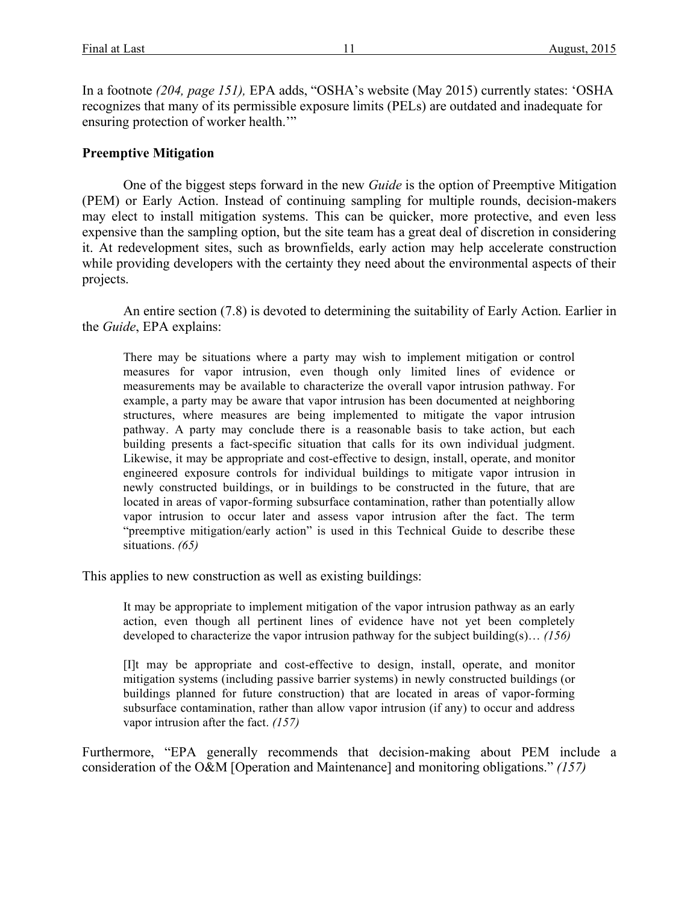In a footnote *(204, page 151),* EPA adds, "OSHA's website (May 2015) currently states: 'OSHA recognizes that many of its permissible exposure limits (PELs) are outdated and inadequate for ensuring protection of worker health.'"

**Preemptive Mitigation**

One of the biggest steps forward in the new *Guide* is the option of Preemptive Mitigation (PEM) or Early Action. Instead of continuing sampling for multiple rounds, decision-makers may elect to install mitigation systems. This can be quicker, more protective, and even less expensive than the sampling option, but the site team has a great deal of discretion in considering it. At redevelopment sites, such as brownfields, early action may help accelerate construction while providing developers with the certainty they need about the environmental aspects of their projects.

An entire section (7.8) is devoted to determining the suitability of Early Action. Earlier in the *Guide*, EPA explains:

> There may be situations where a party may wish to implement mitigation or control measures for vapor intrusion, even though only limited lines of evidence or measurements may be available to characterize the overall vapor intrusion pathway. For example, a party may be aware that vapor intrusion has been documented at neighboring structures, where measures are being implemented to mitigate the vapor intrusion pathway. A party may conclude there is a reasonable basis to take action, but each building presents a fact-specific situation that calls for its own individual judgment. Likewise, it may be appropriate and cost-effective to design, install, operate, and monitor engineered exposure controls for individual buildings to mitigate vapor intrusion in newly constructed buildings, or in buildings to be constructed in the future, that are located in areas of vapor-forming subsurface contamination, rather than potentially allow vapor intrusion to occur later and assess vapor intrusion after the fact. The term "preemptive mitigation/early action" is used in this Technical Guide to describe these situations. *(65)*

This applies to new construction as well as existing buildings:

> It may be appropriate to implement mitigation of the vapor intrusion pathway as an early action, even though all pertinent lines of evidence have not yet been completely developed to characterize the vapor intrusion pathway for the subject building(s)… *(156)*

> [I]t may be appropriate and cost-effective to design, install, operate, and monitor mitigation systems (including passive barrier systems) in newly constructed buildings (or buildings planned for future construction) that are located in areas of vapor-forming subsurface contamination, rather than allow vapor intrusion (if any) to occur and address vapor intrusion after the fact. *(157)*

Furthermore, "EPA generally recommends that decision-making about PEM include a consideration of the O&M [Operation and Maintenance] and monitoring obligations." *(157)*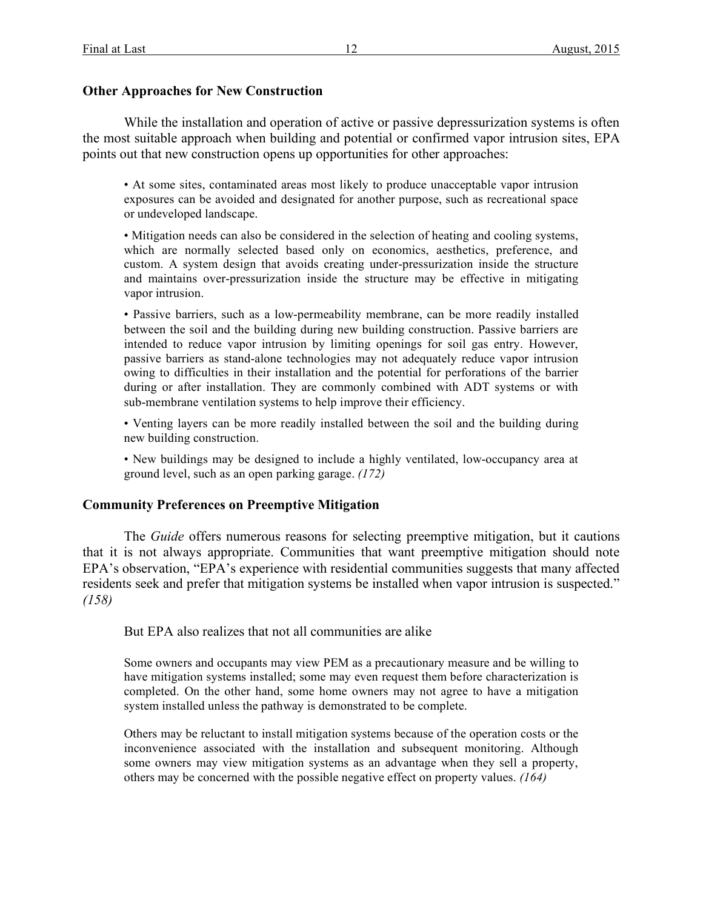### Other Approaches for New Construction

While the installation and operation of active or passive depressurization systems is often the most suitable approach when building and potential or confirmed vapor intrusion sites, EPA points out that new construction opens up opportunities for other approaches:

> • At some sites, contaminated areas most likely to produce unacceptable vapor intrusion exposures can be avoided and designated for another purpose, such as recreational space or undeveloped landscape.
>
> • Mitigation needs can also be considered in the selection of heating and cooling systems, which are normally selected based only on economics, aesthetics, preference, and custom. A system design that avoids creating under-pressurization inside the structure and maintains over-pressurization inside the structure may be effective in mitigating vapor intrusion.
>
> • Passive barriers, such as a low-permeability membrane, can be more readily installed between the soil and the building during new building construction. Passive barriers are intended to reduce vapor intrusion by limiting openings for soil gas entry. However, passive barriers as stand-alone technologies may not adequately reduce vapor intrusion owing to difficulties in their installation and the potential for perforations of the barrier during or after installation. They are commonly combined with ADT systems or with sub-membrane ventilation systems to help improve their efficiency.
>
> • Venting layers can be more readily installed between the soil and the building during new building construction.
>
> • New buildings may be designed to include a highly ventilated, low-occupancy area at ground level, such as an open parking garage. *(172)*

### Community Preferences on Preemptive Mitigation

The *Guide* offers numerous reasons for selecting preemptive mitigation, but it cautions that it is not always appropriate. Communities that want preemptive mitigation should note EPA's observation, "EPA's experience with residential communities suggests that many affected residents seek and prefer that mitigation systems be installed when vapor intrusion is suspected." *(158)*

But EPA also realizes that not all communities are alike

> Some owners and occupants may view PEM as a precautionary measure and be willing to have mitigation systems installed; some may even request them before characterization is completed. On the other hand, some home owners may not agree to have a mitigation system installed unless the pathway is demonstrated to be complete.
>
> Others may be reluctant to install mitigation systems because of the operation costs or the inconvenience associated with the installation and subsequent monitoring. Although some owners may view mitigation systems as an advantage when they sell a property, others may be concerned with the possible negative effect on property values. *(164)*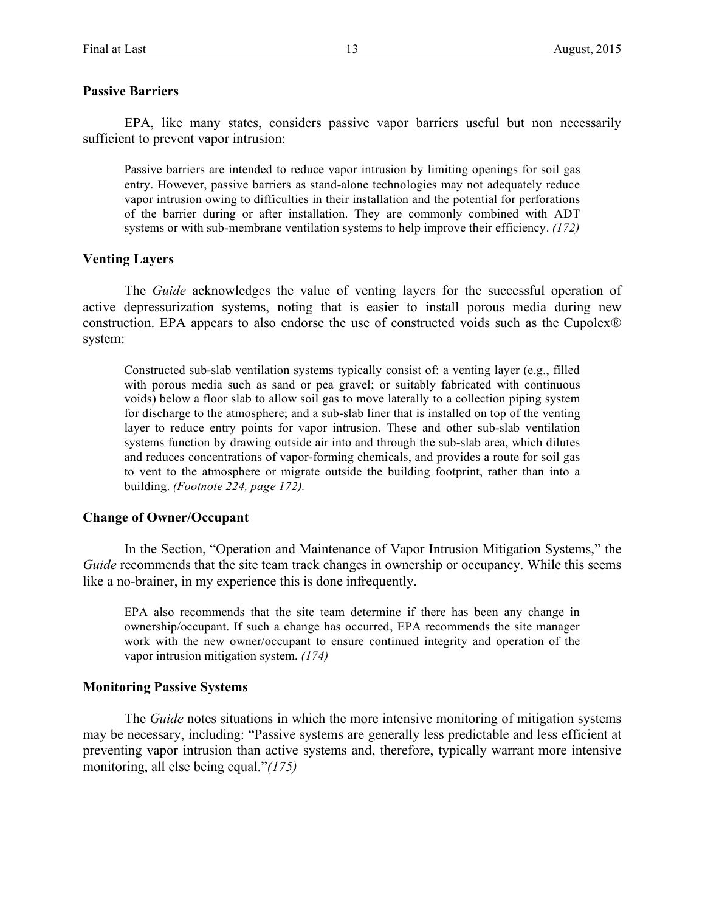### Passive Barriers

EPA, like many states, considers passive vapor barriers useful but non necessarily sufficient to prevent vapor intrusion:

> Passive barriers are intended to reduce vapor intrusion by limiting openings for soil gas entry. However, passive barriers as stand-alone technologies may not adequately reduce vapor intrusion owing to difficulties in their installation and the potential for perforations of the barrier during or after installation. They are commonly combined with ADT systems or with sub-membrane ventilation systems to help improve their efficiency. *(172)*

### Venting Layers

The *Guide* acknowledges the value of venting layers for the successful operation of active depressurization systems, noting that is easier to install porous media during new construction. EPA appears to also endorse the use of constructed voids such as the Cupolex® system:

> Constructed sub-slab ventilation systems typically consist of: a venting layer (e.g., filled with porous media such as sand or pea gravel; or suitably fabricated with continuous voids) below a floor slab to allow soil gas to move laterally to a collection piping system for discharge to the atmosphere; and a sub-slab liner that is installed on top of the venting layer to reduce entry points for vapor intrusion. These and other sub-slab ventilation systems function by drawing outside air into and through the sub-slab area, which dilutes and reduces concentrations of vapor-forming chemicals, and provides a route for soil gas to vent to the atmosphere or migrate outside the building footprint, rather than into a building. *(Footnote 224, page 172).*

### Change of Owner/Occupant

In the Section, "Operation and Maintenance of Vapor Intrusion Mitigation Systems," the *Guide* recommends that the site team track changes in ownership or occupancy. While this seems like a no-brainer, in my experience this is done infrequently.

> EPA also recommends that the site team determine if there has been any change in ownership/occupant. If such a change has occurred, EPA recommends the site manager work with the new owner/occupant to ensure continued integrity and operation of the vapor intrusion mitigation system. *(174)*

### Monitoring Passive Systems

The *Guide* notes situations in which the more intensive monitoring of mitigation systems may be necessary, including: "Passive systems are generally less predictable and less efficient at preventing vapor intrusion than active systems and, therefore, typically warrant more intensive monitoring, all else being equal."*(175)*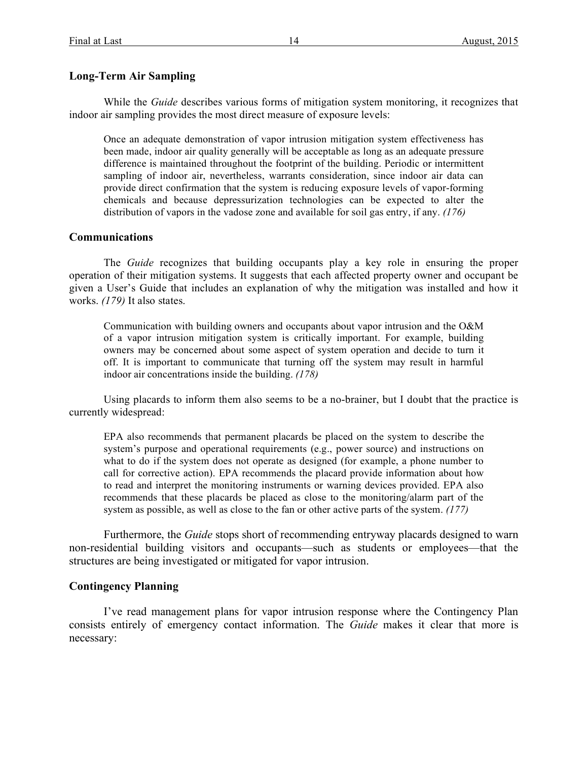### Long-Term Air Sampling

While the *Guide* describes various forms of mitigation system monitoring, it recognizes that indoor air sampling provides the most direct measure of exposure levels:

> Once an adequate demonstration of vapor intrusion mitigation system effectiveness has been made, indoor air quality generally will be acceptable as long as an adequate pressure difference is maintained throughout the footprint of the building. Periodic or intermittent sampling of indoor air, nevertheless, warrants consideration, since indoor air data can provide direct confirmation that the system is reducing exposure levels of vapor-forming chemicals and because depressurization technologies can be expected to alter the distribution of vapors in the vadose zone and available for soil gas entry, if any. *(176)*

### Communications

The *Guide* recognizes that building occupants play a key role in ensuring the proper operation of their mitigation systems. It suggests that each affected property owner and occupant be given a User's Guide that includes an explanation of why the mitigation was installed and how it works. *(179)* It also states.

> Communication with building owners and occupants about vapor intrusion and the O&M of a vapor intrusion mitigation system is critically important. For example, building owners may be concerned about some aspect of system operation and decide to turn it off. It is important to communicate that turning off the system may result in harmful indoor air concentrations inside the building. *(178)*

Using placards to inform them also seems to be a no-brainer, but I doubt that the practice is currently widespread:

> EPA also recommends that permanent placards be placed on the system to describe the system's purpose and operational requirements (e.g., power source) and instructions on what to do if the system does not operate as designed (for example, a phone number to call for corrective action). EPA recommends the placard provide information about how to read and interpret the monitoring instruments or warning devices provided. EPA also recommends that these placards be placed as close to the monitoring/alarm part of the system as possible, as well as close to the fan or other active parts of the system. *(177)*

Furthermore, the *Guide* stops short of recommending entryway placards designed to warn non-residential building visitors and occupants—such as students or employees—that the structures are being investigated or mitigated for vapor intrusion.

### Contingency Planning

I've read management plans for vapor intrusion response where the Contingency Plan consists entirely of emergency contact information. The *Guide* makes it clear that more is necessary: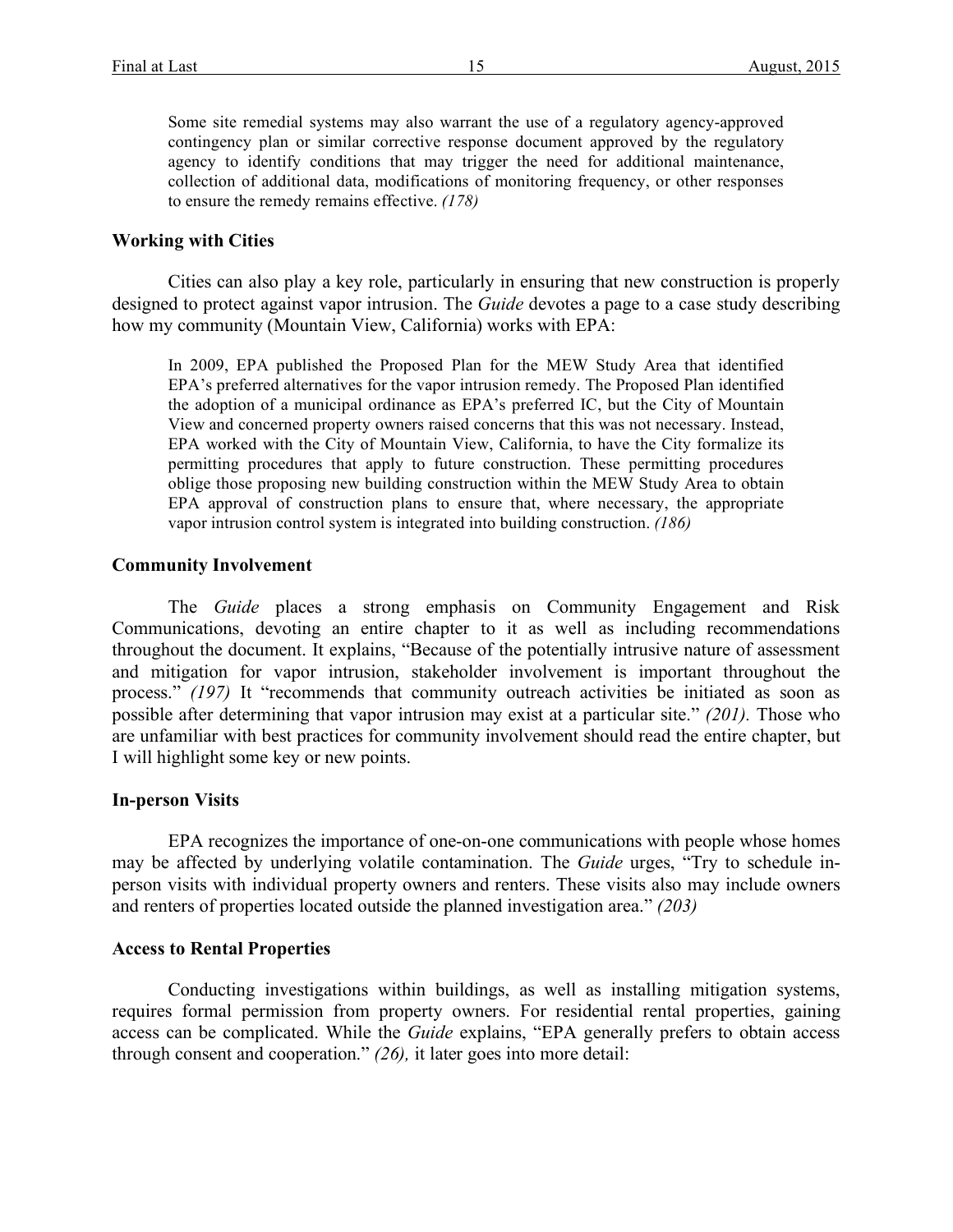> Some site remedial systems may also warrant the use of a regulatory agency-approved contingency plan or similar corrective response document approved by the regulatory agency to identify conditions that may trigger the need for additional maintenance, collection of additional data, modifications of monitoring frequency, or other responses to ensure the remedy remains effective. *(178)*

**Working with Cities**

Cities can also play a key role, particularly in ensuring that new construction is properly designed to protect against vapor intrusion. The *Guide* devotes a page to a case study describing how my community (Mountain View, California) works with EPA:

> In 2009, EPA published the Proposed Plan for the MEW Study Area that identified EPA's preferred alternatives for the vapor intrusion remedy. The Proposed Plan identified the adoption of a municipal ordinance as EPA's preferred IC, but the City of Mountain View and concerned property owners raised concerns that this was not necessary. Instead, EPA worked with the City of Mountain View, California, to have the City formalize its permitting procedures that apply to future construction. These permitting procedures oblige those proposing new building construction within the MEW Study Area to obtain EPA approval of construction plans to ensure that, where necessary, the appropriate vapor intrusion control system is integrated into building construction. *(186)*

**Community Involvement**

The *Guide* places a strong emphasis on Community Engagement and Risk Communications, devoting an entire chapter to it as well as including recommendations throughout the document. It explains, "Because of the potentially intrusive nature of assessment and mitigation for vapor intrusion, stakeholder involvement is important throughout the process." *(197)* It "recommends that community outreach activities be initiated as soon as possible after determining that vapor intrusion may exist at a particular site." *(201).* Those who are unfamiliar with best practices for community involvement should read the entire chapter, but I will highlight some key or new points.

**In-person Visits**

EPA recognizes the importance of one-on-one communications with people whose homes may be affected by underlying volatile contamination. The *Guide* urges, "Try to schedule in-person visits with individual property owners and renters. These visits also may include owners and renters of properties located outside the planned investigation area." *(203)*

**Access to Rental Properties**

Conducting investigations within buildings, as well as installing mitigation systems, requires formal permission from property owners. For residential rental properties, gaining access can be complicated. While the *Guide* explains, "EPA generally prefers to obtain access through consent and cooperation." *(26),* it later goes into more detail: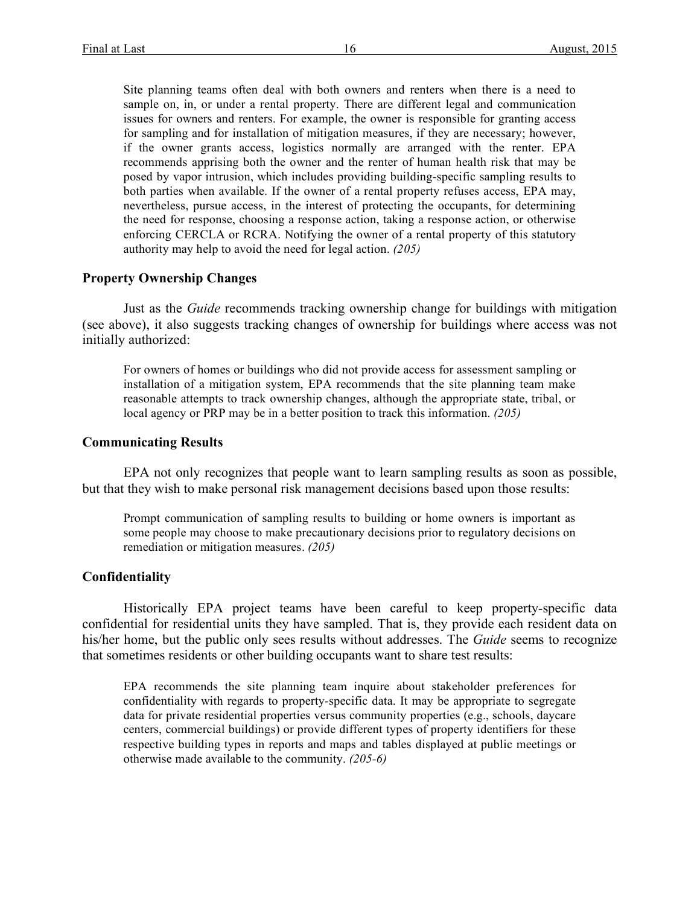> Site planning teams often deal with both owners and renters when there is a need to sample on, in, or under a rental property. There are different legal and communication issues for owners and renters. For example, the owner is responsible for granting access for sampling and for installation of mitigation measures, if they are necessary; however, if the owner grants access, logistics normally are arranged with the renter. EPA recommends apprising both the owner and the renter of human health risk that may be posed by vapor intrusion, which includes providing building-specific sampling results to both parties when available. If the owner of a rental property refuses access, EPA may, nevertheless, pursue access, in the interest of protecting the occupants, for determining the need for response, choosing a response action, taking a response action, or otherwise enforcing CERCLA or RCRA. Notifying the owner of a rental property of this statutory authority may help to avoid the need for legal action. *(205)*

### Property Ownership Changes

Just as the *Guide* recommends tracking ownership change for buildings with mitigation (see above), it also suggests tracking changes of ownership for buildings where access was not initially authorized:

> For owners of homes or buildings who did not provide access for assessment sampling or installation of a mitigation system, EPA recommends that the site planning team make reasonable attempts to track ownership changes, although the appropriate state, tribal, or local agency or PRP may be in a better position to track this information. *(205)*

### Communicating Results

EPA not only recognizes that people want to learn sampling results as soon as possible, but that they wish to make personal risk management decisions based upon those results:

> Prompt communication of sampling results to building or home owners is important as some people may choose to make precautionary decisions prior to regulatory decisions on remediation or mitigation measures. *(205)*

### Confidentiality

Historically EPA project teams have been careful to keep property-specific data confidential for residential units they have sampled. That is, they provide each resident data on his/her home, but the public only sees results without addresses. The *Guide* seems to recognize that sometimes residents or other building occupants want to share test results:

> EPA recommends the site planning team inquire about stakeholder preferences for confidentiality with regards to property-specific data. It may be appropriate to segregate data for private residential properties versus community properties (e.g., schools, daycare centers, commercial buildings) or provide different types of property identifiers for these respective building types in reports and maps and tables displayed at public meetings or otherwise made available to the community. *(205-6)*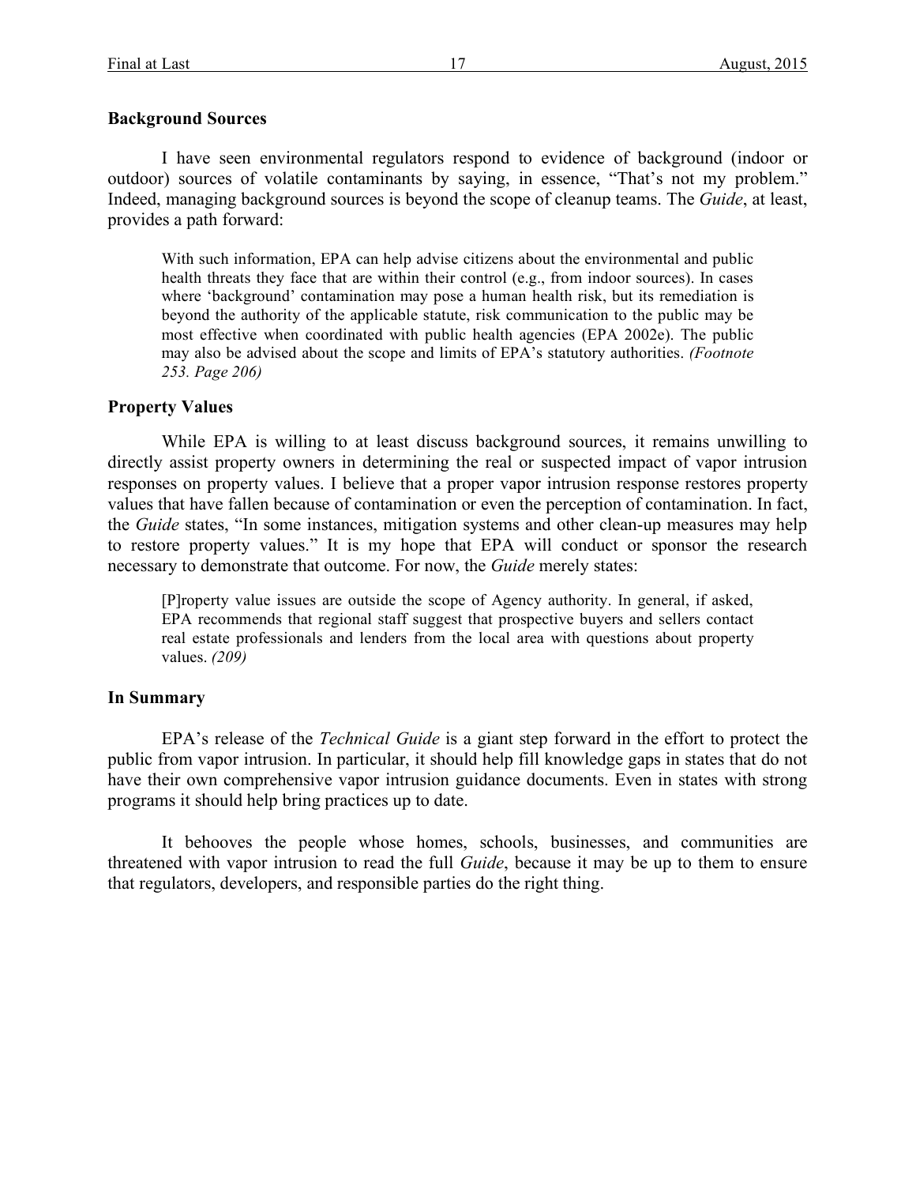### Background Sources

I have seen environmental regulators respond to evidence of background (indoor or outdoor) sources of volatile contaminants by saying, in essence, "That's not my problem." Indeed, managing background sources is beyond the scope of cleanup teams. The *Guide*, at least, provides a path forward:

> With such information, EPA can help advise citizens about the environmental and public health threats they face that are within their control (e.g., from indoor sources). In cases where 'background' contamination may pose a human health risk, but its remediation is beyond the authority of the applicable statute, risk communication to the public may be most effective when coordinated with public health agencies (EPA 2002e). The public may also be advised about the scope and limits of EPA's statutory authorities. *(Footnote 253. Page 206)*

### Property Values

While EPA is willing to at least discuss background sources, it remains unwilling to directly assist property owners in determining the real or suspected impact of vapor intrusion responses on property values. I believe that a proper vapor intrusion response restores property values that have fallen because of contamination or even the perception of contamination. In fact, the *Guide* states, "In some instances, mitigation systems and other clean-up measures may help to restore property values." It is my hope that EPA will conduct or sponsor the research necessary to demonstrate that outcome. For now, the *Guide* merely states:

> [P]roperty value issues are outside the scope of Agency authority. In general, if asked, EPA recommends that regional staff suggest that prospective buyers and sellers contact real estate professionals and lenders from the local area with questions about property values. *(209)*

### In Summary

EPA's release of the *Technical Guide* is a giant step forward in the effort to protect the public from vapor intrusion. In particular, it should help fill knowledge gaps in states that do not have their own comprehensive vapor intrusion guidance documents. Even in states with strong programs it should help bring practices up to date.

It behooves the people whose homes, schools, businesses, and communities are threatened with vapor intrusion to read the full *Guide*, because it may be up to them to ensure that regulators, developers, and responsible parties do the right thing.